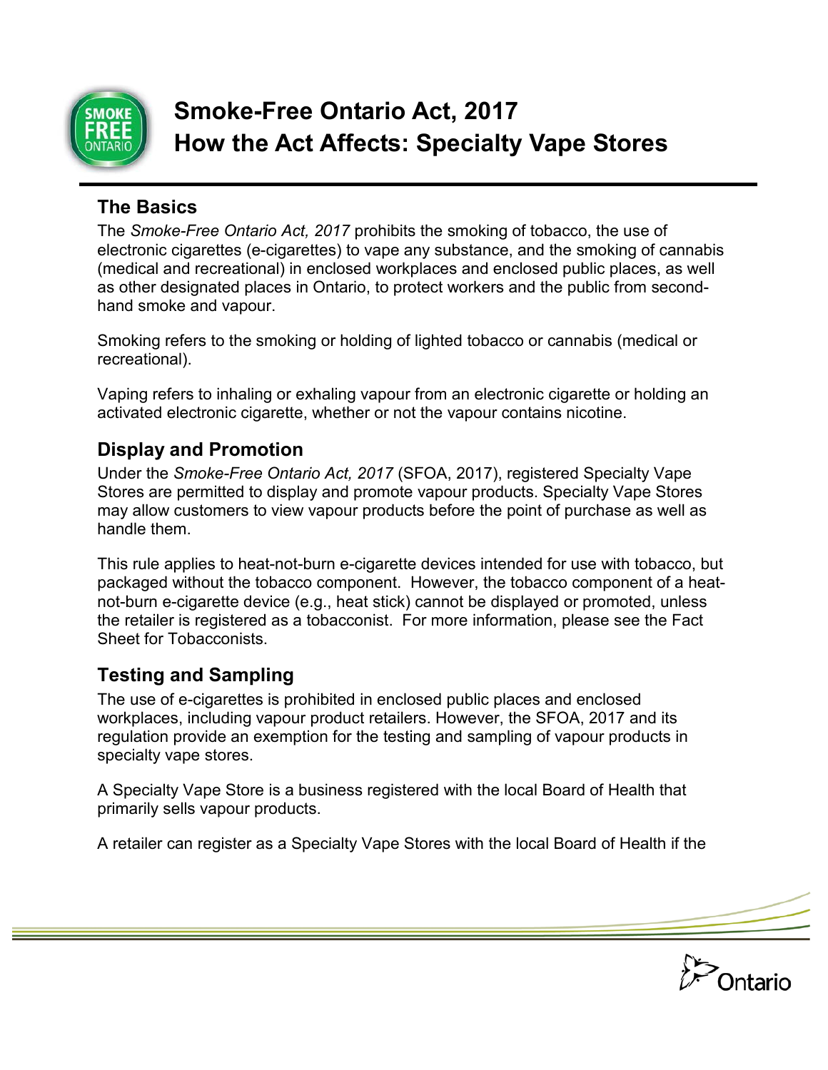# Smoke-Free Ontario Act, 2017
# How the Act Affects: Specialty Vape Stores

## The Basics

The *Smoke-Free Ontario Act, 2017* prohibits the smoking of tobacco, the use of electronic cigarettes (e-cigarettes) to vape any substance, and the smoking of cannabis (medical and recreational) in enclosed workplaces and enclosed public places, as well as other designated places in Ontario, to protect workers and the public from second-hand smoke and vapour.

Smoking refers to the smoking or holding of lighted tobacco or cannabis (medical or recreational).

Vaping refers to inhaling or exhaling vapour from an electronic cigarette or holding an activated electronic cigarette, whether or not the vapour contains nicotine.

## Display and Promotion

Under the *Smoke-Free Ontario Act, 2017* (SFOA, 2017), registered Specialty Vape Stores are permitted to display and promote vapour products. Specialty Vape Stores may allow customers to view vapour products before the point of purchase as well as handle them.

This rule applies to heat-not-burn e-cigarette devices intended for use with tobacco, but packaged without the tobacco component. However, the tobacco component of a heat-not-burn e-cigarette device (e.g., heat stick) cannot be displayed or promoted, unless the retailer is registered as a tobacconist. For more information, please see the Fact Sheet for Tobacconists.

## Testing and Sampling

The use of e-cigarettes is prohibited in enclosed public places and enclosed workplaces, including vapour product retailers. However, the SFOA, 2017 and its regulation provide an exemption for the testing and sampling of vapour products in specialty vape stores.

A Specialty Vape Store is a business registered with the local Board of Health that primarily sells vapour products.

A retailer can register as a Specialty Vape Stores with the local Board of Health if the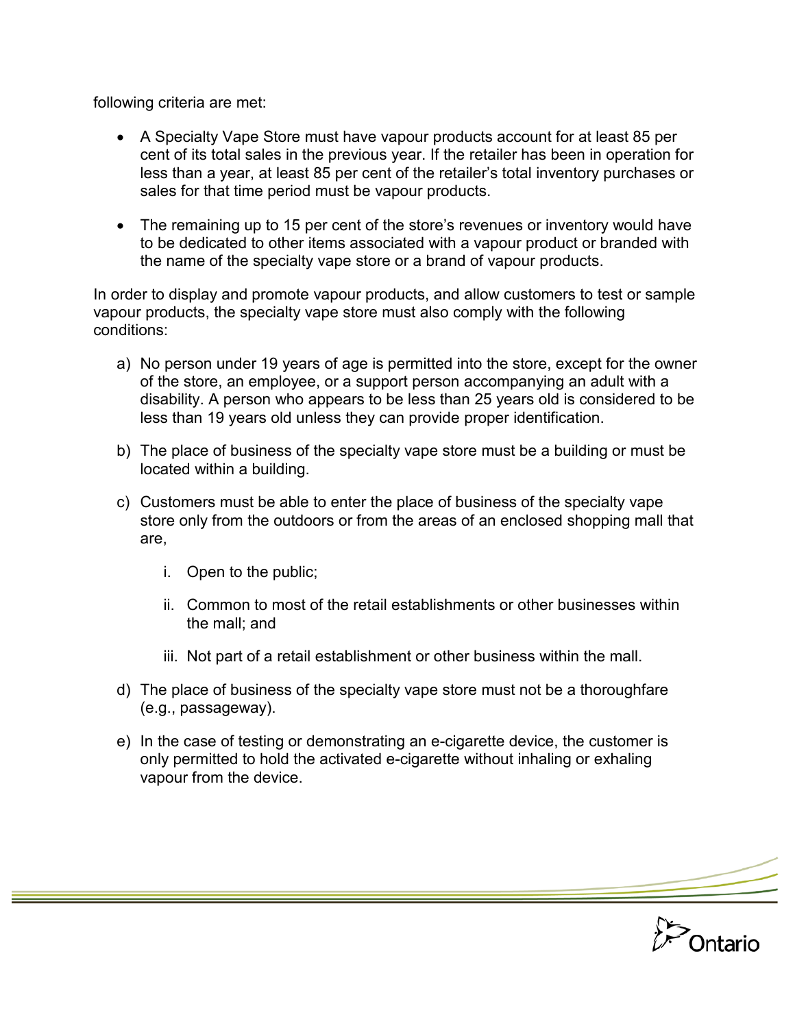following criteria are met:

- A Specialty Vape Store must have vapour products account for at least 85 per cent of its total sales in the previous year. If the retailer has been in operation for less than a year, at least 85 per cent of the retailer's total inventory purchases or sales for that time period must be vapour products.

- The remaining up to 15 per cent of the store's revenues or inventory would have to be dedicated to other items associated with a vapour product or branded with the name of the specialty vape store or a brand of vapour products.

In order to display and promote vapour products, and allow customers to test or sample vapour products, the specialty vape store must also comply with the following conditions:

a) No person under 19 years of age is permitted into the store, except for the owner of the store, an employee, or a support person accompanying an adult with a disability. A person who appears to be less than 25 years old is considered to be less than 19 years old unless they can provide proper identification.

b) The place of business of the specialty vape store must be a building or must be located within a building.

c) Customers must be able to enter the place of business of the specialty vape store only from the outdoors or from the areas of an enclosed shopping mall that are,

    i. Open to the public;

    ii. Common to most of the retail establishments or other businesses within the mall; and

    iii. Not part of a retail establishment or other business within the mall.

d) The place of business of the specialty vape store must not be a thoroughfare (e.g., passageway).

e) In the case of testing or demonstrating an e-cigarette device, the customer is only permitted to hold the activated e-cigarette without inhaling or exhaling vapour from the device.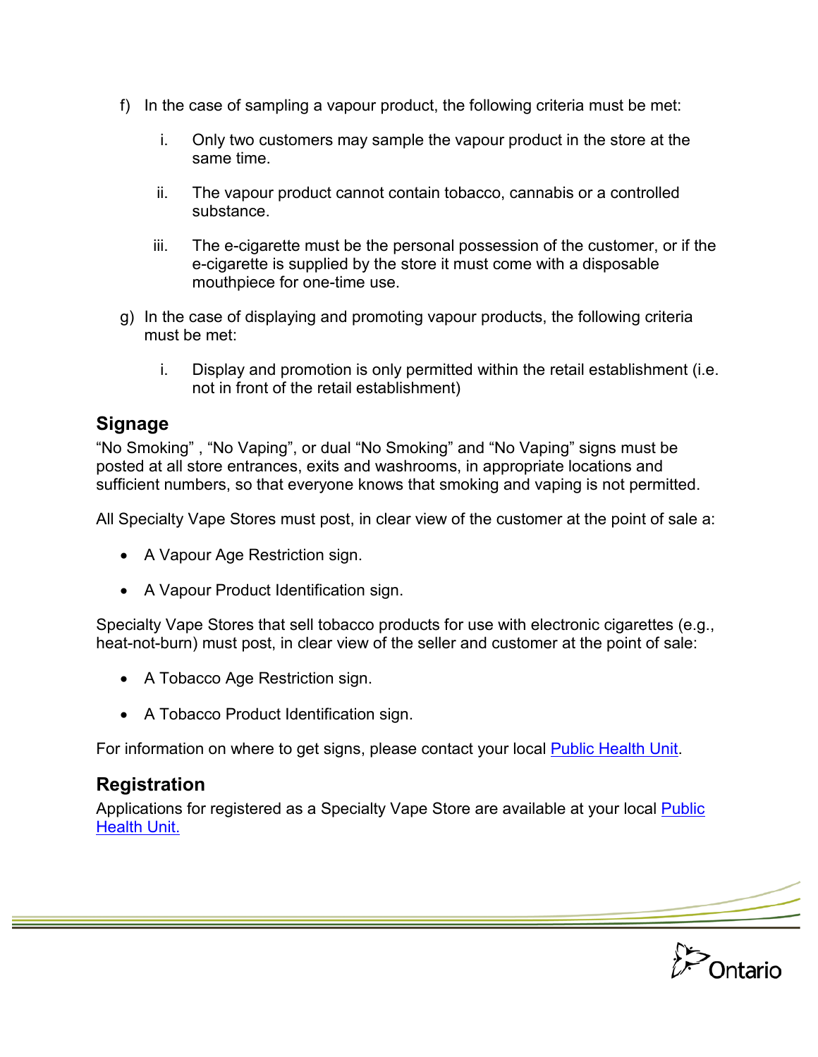f) In the case of sampling a vapour product, the following criteria must be met:

   i. Only two customers may sample the vapour product in the store at the same time.

   ii. The vapour product cannot contain tobacco, cannabis or a controlled substance.

   iii. The e-cigarette must be the personal possession of the customer, or if the e-cigarette is supplied by the store it must come with a disposable mouthpiece for one-time use.

g) In the case of displaying and promoting vapour products, the following criteria must be met:

   i. Display and promotion is only permitted within the retail establishment (i.e. not in front of the retail establishment)

## Signage

"No Smoking" , "No Vaping", or dual "No Smoking" and "No Vaping" signs must be posted at all store entrances, exits and washrooms, in appropriate locations and sufficient numbers, so that everyone knows that smoking and vaping is not permitted.

All Specialty Vape Stores must post, in clear view of the customer at the point of sale a:

- A Vapour Age Restriction sign.
- A Vapour Product Identification sign.

Specialty Vape Stores that sell tobacco products for use with electronic cigarettes (e.g., heat-not-burn) must post, in clear view of the seller and customer at the point of sale:

- A Tobacco Age Restriction sign.
- A Tobacco Product Identification sign.

For information on where to get signs, please contact your local Public Health Unit.

## Registration

Applications for registered as a Specialty Vape Store are available at your local Public Health Unit.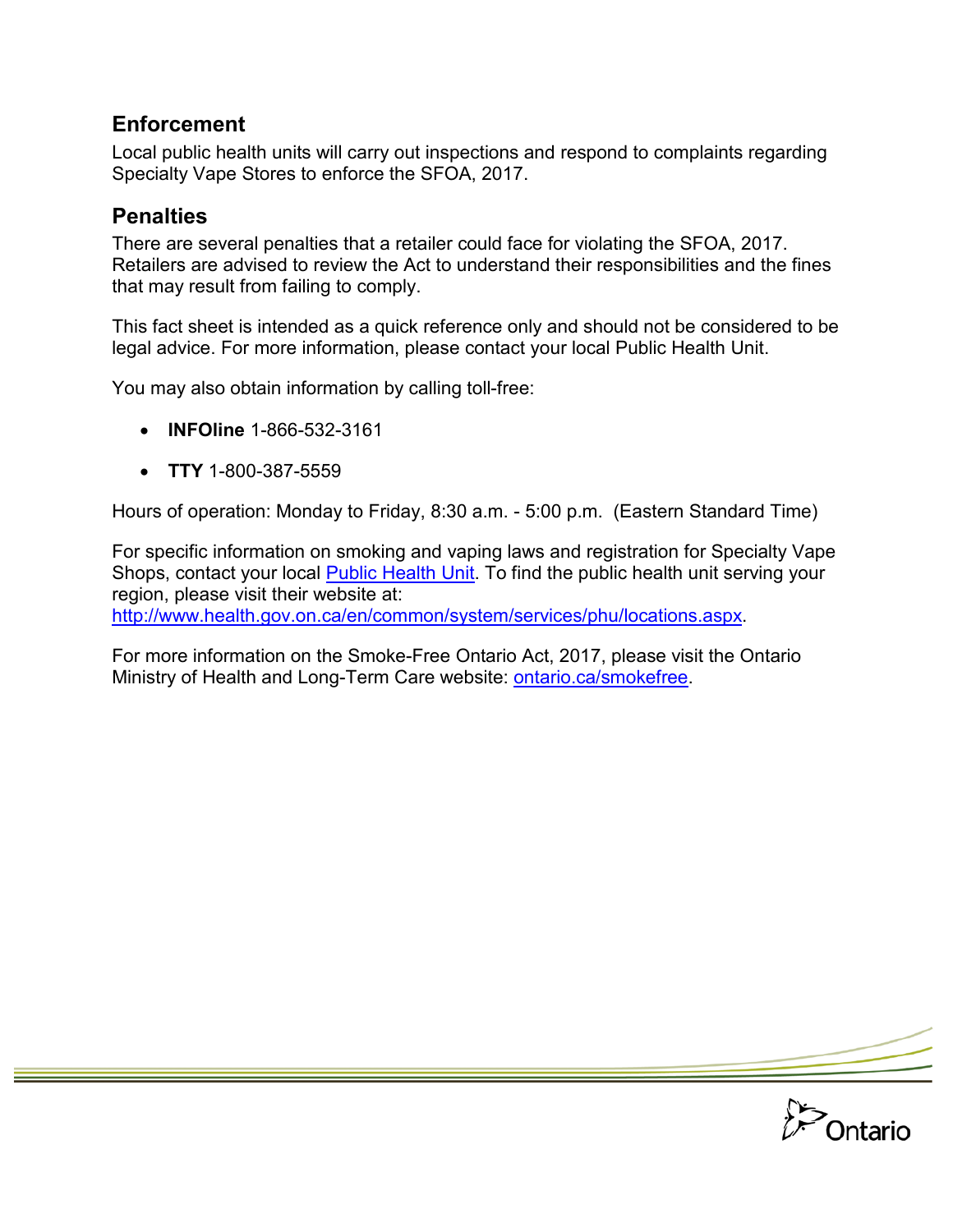## Enforcement

Local public health units will carry out inspections and respond to complaints regarding Specialty Vape Stores to enforce the SFOA, 2017.

## Penalties

There are several penalties that a retailer could face for violating the SFOA, 2017. Retailers are advised to review the Act to understand their responsibilities and the fines that may result from failing to comply.

This fact sheet is intended as a quick reference only and should not be considered to be legal advice. For more information, please contact your local Public Health Unit.

You may also obtain information by calling toll-free:

- **INFOline** 1-866-532-3161
- **TTY** 1-800-387-5559

Hours of operation: Monday to Friday, 8:30 a.m. - 5:00 p.m. (Eastern Standard Time)

For specific information on smoking and vaping laws and registration for Specialty Vape Shops, contact your local [Public Health Unit](http://www.health.gov.on.ca/en/common/system/services/phu/locations.aspx). To find the public health unit serving your region, please visit their website at: [http://www.health.gov.on.ca/en/common/system/services/phu/locations.aspx](http://www.health.gov.on.ca/en/common/system/services/phu/locations.aspx).

For more information on the Smoke-Free Ontario Act, 2017, please visit the Ontario Ministry of Health and Long-Term Care website: [ontario.ca/smokefree](http://ontario.ca/smokefree).